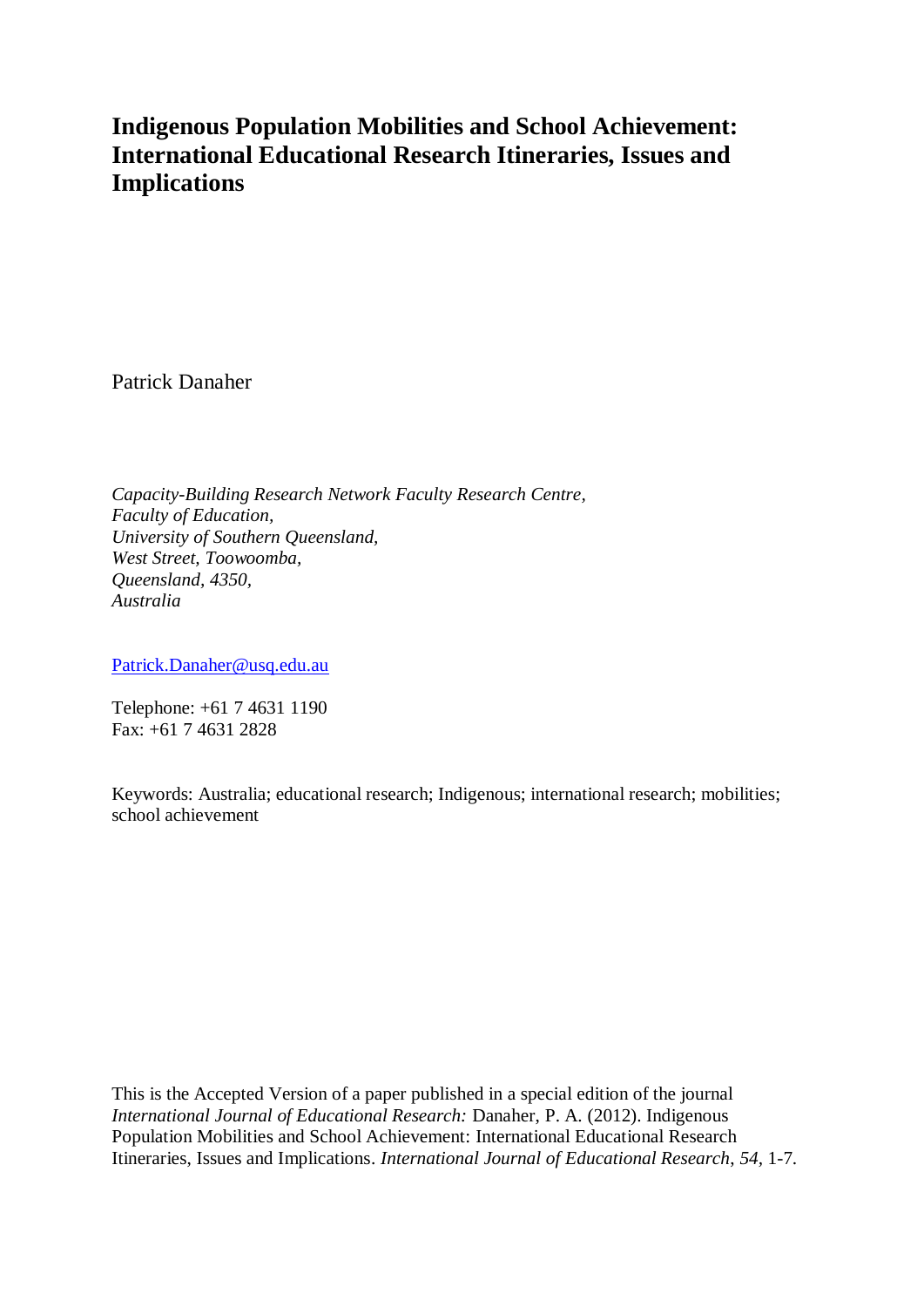# Indigenous Population Mobilities and School Achievement: International Educational Research Itineraries, Issues and Implications

Patrick Danaher

*Capacity-Building Research Network Faculty Research Centre,*
*Faculty of Education,*
*University of Southern Queensland,*
*West Street, Toowoomba,*
*Queensland, 4350,*
*Australia*

Patrick.Danaher@usq.edu.au

Telephone: +61 7 4631 1190
Fax: +61 7 4631 2828

Keywords: Australia; educational research; Indigenous; international research; mobilities; school achievement

This is the Accepted Version of a paper published in a special edition of the journal *International Journal of Educational Research:* Danaher, P. A. (2012). Indigenous Population Mobilities and School Achievement: International Educational Research Itineraries, Issues and Implications. *International Journal of Educational Research, 54,* 1-7.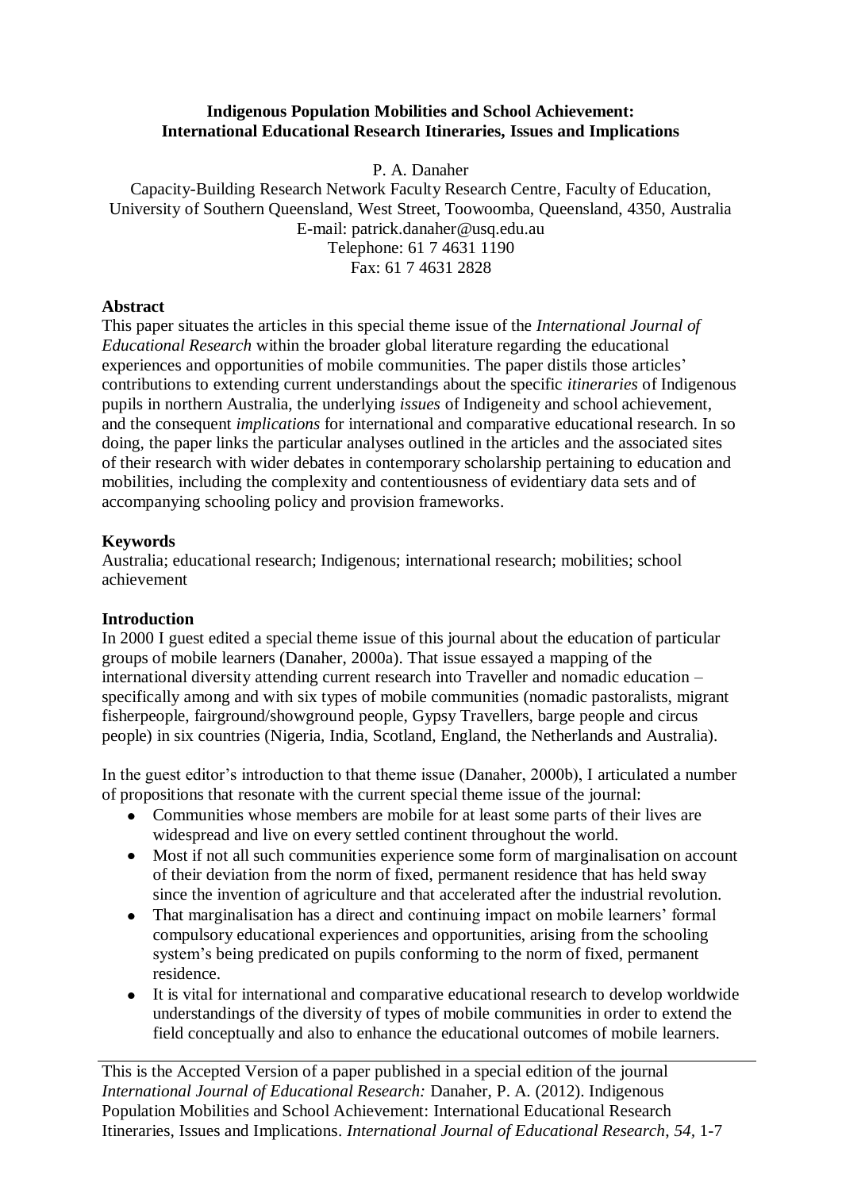**Indigenous Population Mobilities and School Achievement: International Educational Research Itineraries, Issues and Implications**

P. A. Danaher

Capacity-Building Research Network Faculty Research Centre, Faculty of Education, University of Southern Queensland, West Street, Toowoomba, Queensland, 4350, Australia
E-mail: patrick.danaher@usq.edu.au
Telephone: 61 7 4631 1190
Fax: 61 7 4631 2828

**Abstract**

This paper situates the articles in this special theme issue of the *International Journal of Educational Research* within the broader global literature regarding the educational experiences and opportunities of mobile communities. The paper distils those articles' contributions to extending current understandings about the specific *itineraries* of Indigenous pupils in northern Australia, the underlying *issues* of Indigeneity and school achievement, and the consequent *implications* for international and comparative educational research. In so doing, the paper links the particular analyses outlined in the articles and the associated sites of their research with wider debates in contemporary scholarship pertaining to education and mobilities, including the complexity and contentiousness of evidentiary data sets and of accompanying schooling policy and provision frameworks.

**Keywords**

Australia; educational research; Indigenous; international research; mobilities; school achievement

**Introduction**

In 2000 I guest edited a special theme issue of this journal about the education of particular groups of mobile learners (Danaher, 2000a). That issue essayed a mapping of the international diversity attending current research into Traveller and nomadic education – specifically among and with six types of mobile communities (nomadic pastoralists, migrant fisherpeople, fairground/showground people, Gypsy Travellers, barge people and circus people) in six countries (Nigeria, India, Scotland, England, the Netherlands and Australia).

In the guest editor's introduction to that theme issue (Danaher, 2000b), I articulated a number of propositions that resonate with the current special theme issue of the journal:

- Communities whose members are mobile for at least some parts of their lives are widespread and live on every settled continent throughout the world.
- Most if not all such communities experience some form of marginalisation on account of their deviation from the norm of fixed, permanent residence that has held sway since the invention of agriculture and that accelerated after the industrial revolution.
- That marginalisation has a direct and continuing impact on mobile learners' formal compulsory educational experiences and opportunities, arising from the schooling system's being predicated on pupils conforming to the norm of fixed, permanent residence.
- It is vital for international and comparative educational research to develop worldwide understandings of the diversity of types of mobile communities in order to extend the field conceptually and also to enhance the educational outcomes of mobile learners.

This is the Accepted Version of a paper published in a special edition of the journal *International Journal of Educational Research:* Danaher, P. A. (2012). Indigenous Population Mobilities and School Achievement: International Educational Research Itineraries, Issues and Implications. *International Journal of Educational Research, 54,* 1-7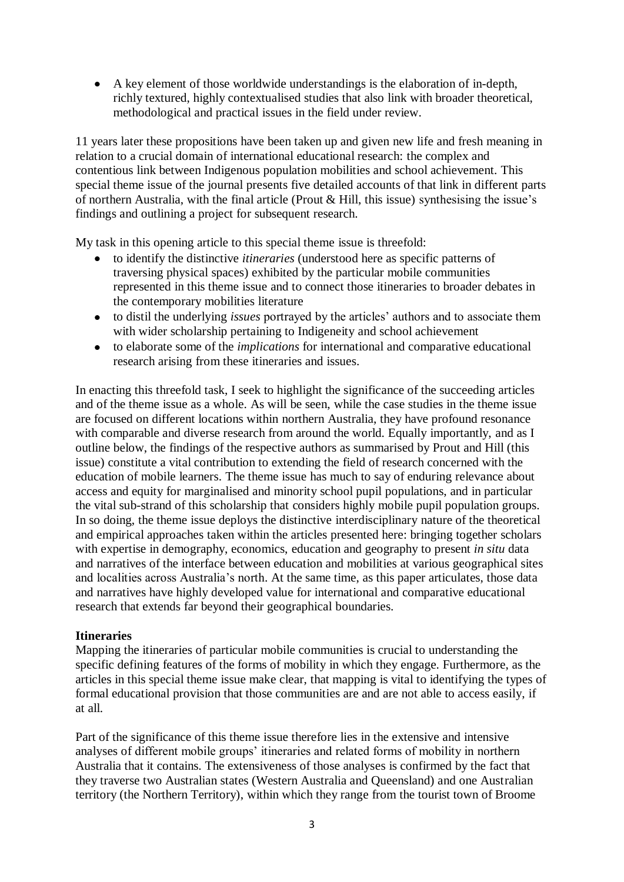- A key element of those worldwide understandings is the elaboration of in-depth, richly textured, highly contextualised studies that also link with broader theoretical, methodological and practical issues in the field under review.

11 years later these propositions have been taken up and given new life and fresh meaning in relation to a crucial domain of international educational research: the complex and contentious link between Indigenous population mobilities and school achievement. This special theme issue of the journal presents five detailed accounts of that link in different parts of northern Australia, with the final article (Prout & Hill, this issue) synthesising the issue's findings and outlining a project for subsequent research.

My task in this opening article to this special theme issue is threefold:

- to identify the distinctive *itineraries* (understood here as specific patterns of traversing physical spaces) exhibited by the particular mobile communities represented in this theme issue and to connect those itineraries to broader debates in the contemporary mobilities literature
- to distil the underlying *issues* portrayed by the articles' authors and to associate them with wider scholarship pertaining to Indigeneity and school achievement
- to elaborate some of the *implications* for international and comparative educational research arising from these itineraries and issues.

In enacting this threefold task, I seek to highlight the significance of the succeeding articles and of the theme issue as a whole. As will be seen, while the case studies in the theme issue are focused on different locations within northern Australia, they have profound resonance with comparable and diverse research from around the world. Equally importantly, and as I outline below, the findings of the respective authors as summarised by Prout and Hill (this issue) constitute a vital contribution to extending the field of research concerned with the education of mobile learners. The theme issue has much to say of enduring relevance about access and equity for marginalised and minority school pupil populations, and in particular the vital sub-strand of this scholarship that considers highly mobile pupil population groups. In so doing, the theme issue deploys the distinctive interdisciplinary nature of the theoretical and empirical approaches taken within the articles presented here: bringing together scholars with expertise in demography, economics, education and geography to present *in situ* data and narratives of the interface between education and mobilities at various geographical sites and localities across Australia's north. At the same time, as this paper articulates, those data and narratives have highly developed value for international and comparative educational research that extends far beyond their geographical boundaries.

**Itineraries**

Mapping the itineraries of particular mobile communities is crucial to understanding the specific defining features of the forms of mobility in which they engage. Furthermore, as the articles in this special theme issue make clear, that mapping is vital to identifying the types of formal educational provision that those communities are and are not able to access easily, if at all.

Part of the significance of this theme issue therefore lies in the extensive and intensive analyses of different mobile groups' itineraries and related forms of mobility in northern Australia that it contains. The extensiveness of those analyses is confirmed by the fact that they traverse two Australian states (Western Australia and Queensland) and one Australian territory (the Northern Territory), within which they range from the tourist town of Broome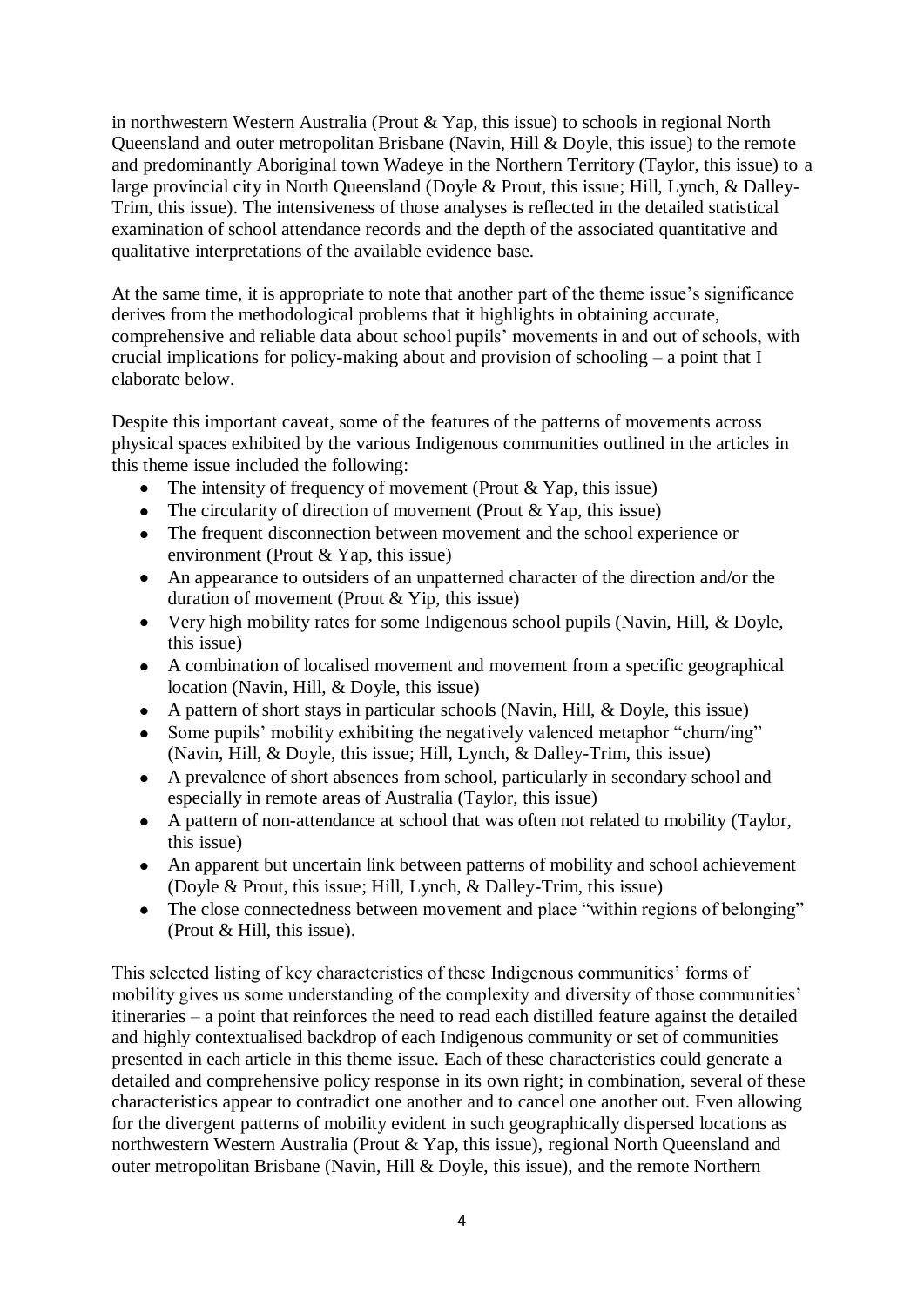in northwestern Western Australia (Prout & Yap, this issue) to schools in regional North Queensland and outer metropolitan Brisbane (Navin, Hill & Doyle, this issue) to the remote and predominantly Aboriginal town Wadeye in the Northern Territory (Taylor, this issue) to a large provincial city in North Queensland (Doyle & Prout, this issue; Hill, Lynch, & Dalley-Trim, this issue). The intensiveness of those analyses is reflected in the detailed statistical examination of school attendance records and the depth of the associated quantitative and qualitative interpretations of the available evidence base.

At the same time, it is appropriate to note that another part of the theme issue's significance derives from the methodological problems that it highlights in obtaining accurate, comprehensive and reliable data about school pupils' movements in and out of schools, with crucial implications for policy-making about and provision of schooling – a point that I elaborate below.

Despite this important caveat, some of the features of the patterns of movements across physical spaces exhibited by the various Indigenous communities outlined in the articles in this theme issue included the following:

- The intensity of frequency of movement (Prout & Yap, this issue)
- The circularity of direction of movement (Prout & Yap, this issue)
- The frequent disconnection between movement and the school experience or environment (Prout & Yap, this issue)
- An appearance to outsiders of an unpatterned character of the direction and/or the duration of movement (Prout & Yip, this issue)
- Very high mobility rates for some Indigenous school pupils (Navin, Hill, & Doyle, this issue)
- A combination of localised movement and movement from a specific geographical location (Navin, Hill, & Doyle, this issue)
- A pattern of short stays in particular schools (Navin, Hill, & Doyle, this issue)
- Some pupils' mobility exhibiting the negatively valenced metaphor "churn/ing" (Navin, Hill, & Doyle, this issue; Hill, Lynch, & Dalley-Trim, this issue)
- A prevalence of short absences from school, particularly in secondary school and especially in remote areas of Australia (Taylor, this issue)
- A pattern of non-attendance at school that was often not related to mobility (Taylor, this issue)
- An apparent but uncertain link between patterns of mobility and school achievement (Doyle & Prout, this issue; Hill, Lynch, & Dalley-Trim, this issue)
- The close connectedness between movement and place "within regions of belonging" (Prout & Hill, this issue).

This selected listing of key characteristics of these Indigenous communities' forms of mobility gives us some understanding of the complexity and diversity of those communities' itineraries – a point that reinforces the need to read each distilled feature against the detailed and highly contextualised backdrop of each Indigenous community or set of communities presented in each article in this theme issue. Each of these characteristics could generate a detailed and comprehensive policy response in its own right; in combination, several of these characteristics appear to contradict one another and to cancel one another out. Even allowing for the divergent patterns of mobility evident in such geographically dispersed locations as northwestern Western Australia (Prout & Yap, this issue), regional North Queensland and outer metropolitan Brisbane (Navin, Hill & Doyle, this issue), and the remote Northern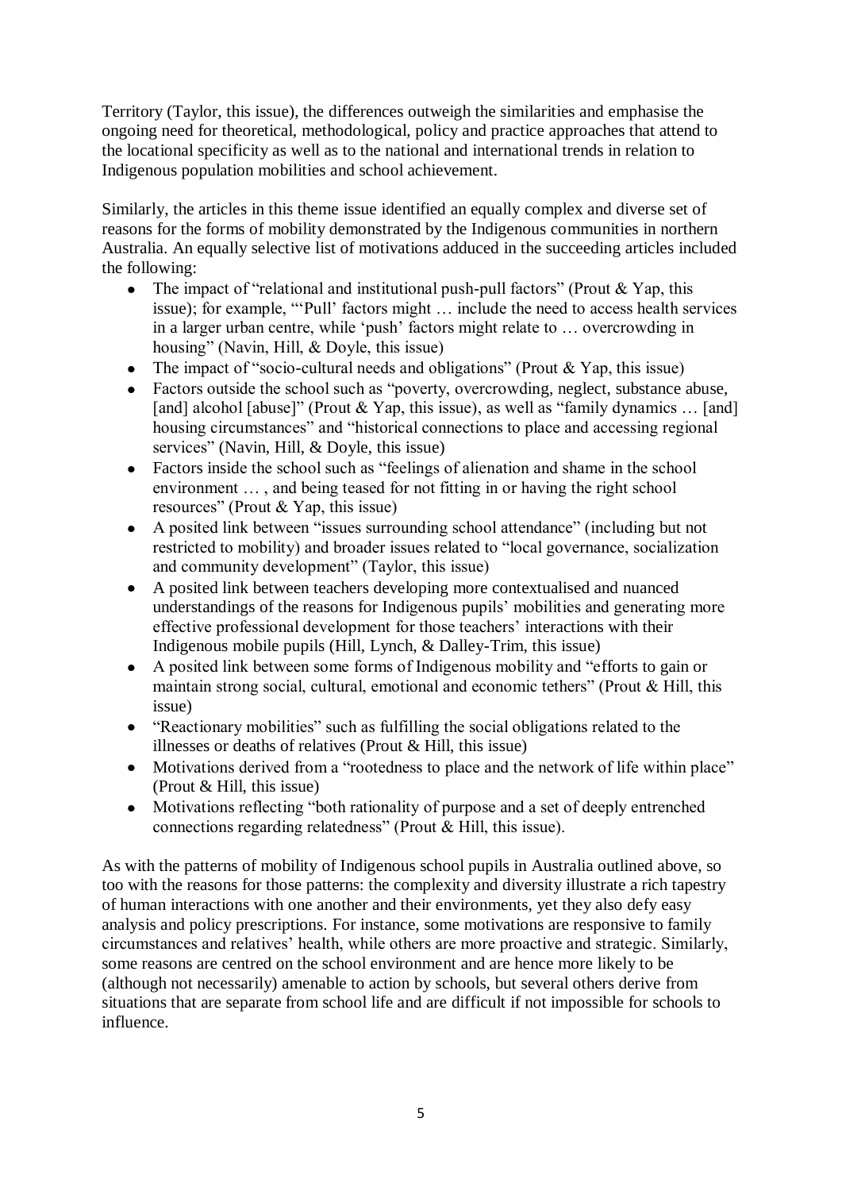Territory (Taylor, this issue), the differences outweigh the similarities and emphasise the ongoing need for theoretical, methodological, policy and practice approaches that attend to the locational specificity as well as to the national and international trends in relation to Indigenous population mobilities and school achievement.

Similarly, the articles in this theme issue identified an equally complex and diverse set of reasons for the forms of mobility demonstrated by the Indigenous communities in northern Australia. An equally selective list of motivations adduced in the succeeding articles included the following:

- The impact of "relational and institutional push-pull factors" (Prout & Yap, this issue); for example, "'Pull' factors might … include the need to access health services in a larger urban centre, while 'push' factors might relate to … overcrowding in housing" (Navin, Hill, & Doyle, this issue)
- The impact of "socio-cultural needs and obligations" (Prout & Yap, this issue)
- Factors outside the school such as "poverty, overcrowding, neglect, substance abuse, [and] alcohol [abuse]" (Prout & Yap, this issue), as well as "family dynamics … [and] housing circumstances" and "historical connections to place and accessing regional services" (Navin, Hill, & Doyle, this issue)
- Factors inside the school such as "feelings of alienation and shame in the school environment … , and being teased for not fitting in or having the right school resources" (Prout & Yap, this issue)
- A posited link between "issues surrounding school attendance" (including but not restricted to mobility) and broader issues related to "local governance, socialization and community development" (Taylor, this issue)
- A posited link between teachers developing more contextualised and nuanced understandings of the reasons for Indigenous pupils' mobilities and generating more effective professional development for those teachers' interactions with their Indigenous mobile pupils (Hill, Lynch, & Dalley-Trim, this issue)
- A posited link between some forms of Indigenous mobility and "efforts to gain or maintain strong social, cultural, emotional and economic tethers" (Prout & Hill, this issue)
- "Reactionary mobilities" such as fulfilling the social obligations related to the illnesses or deaths of relatives (Prout & Hill, this issue)
- Motivations derived from a "rootedness to place and the network of life within place" (Prout & Hill, this issue)
- Motivations reflecting "both rationality of purpose and a set of deeply entrenched connections regarding relatedness" (Prout & Hill, this issue).

As with the patterns of mobility of Indigenous school pupils in Australia outlined above, so too with the reasons for those patterns: the complexity and diversity illustrate a rich tapestry of human interactions with one another and their environments, yet they also defy easy analysis and policy prescriptions. For instance, some motivations are responsive to family circumstances and relatives' health, while others are more proactive and strategic. Similarly, some reasons are centred on the school environment and are hence more likely to be (although not necessarily) amenable to action by schools, but several others derive from situations that are separate from school life and are difficult if not impossible for schools to influence.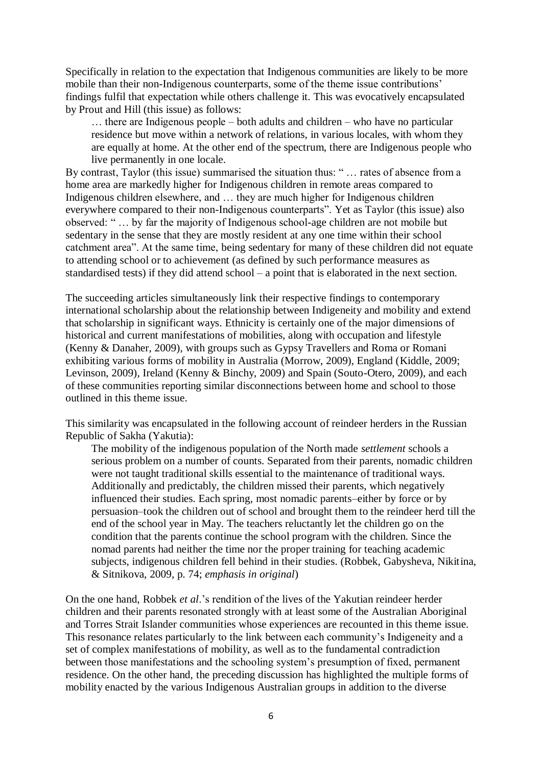Specifically in relation to the expectation that Indigenous communities are likely to be more mobile than their non-Indigenous counterparts, some of the theme issue contributions' findings fulfil that expectation while others challenge it. This was evocatively encapsulated by Prout and Hill (this issue) as follows:

> … there are Indigenous people – both adults and children – who have no particular residence but move within a network of relations, in various locales, with whom they are equally at home. At the other end of the spectrum, there are Indigenous people who live permanently in one locale.

By contrast, Taylor (this issue) summarised the situation thus: " … rates of absence from a home area are markedly higher for Indigenous children in remote areas compared to Indigenous children elsewhere, and … they are much higher for Indigenous children everywhere compared to their non-Indigenous counterparts". Yet as Taylor (this issue) also observed: " … by far the majority of Indigenous school-age children are not mobile but sedentary in the sense that they are mostly resident at any one time within their school catchment area". At the same time, being sedentary for many of these children did not equate to attending school or to achievement (as defined by such performance measures as standardised tests) if they did attend school – a point that is elaborated in the next section.

The succeeding articles simultaneously link their respective findings to contemporary international scholarship about the relationship between Indigeneity and mobility and extend that scholarship in significant ways. Ethnicity is certainly one of the major dimensions of historical and current manifestations of mobilities, along with occupation and lifestyle (Kenny & Danaher, 2009), with groups such as Gypsy Travellers and Roma or Romani exhibiting various forms of mobility in Australia (Morrow, 2009), England (Kiddle, 2009; Levinson, 2009), Ireland (Kenny & Binchy, 2009) and Spain (Souto-Otero, 2009), and each of these communities reporting similar disconnections between home and school to those outlined in this theme issue.

This similarity was encapsulated in the following account of reindeer herders in the Russian Republic of Sakha (Yakutia):

> The mobility of the indigenous population of the North made *settlement* schools a serious problem on a number of counts. Separated from their parents, nomadic children were not taught traditional skills essential to the maintenance of traditional ways. Additionally and predictably, the children missed their parents, which negatively influenced their studies. Each spring, most nomadic parents–either by force or by persuasion–took the children out of school and brought them to the reindeer herd till the end of the school year in May. The teachers reluctantly let the children go on the condition that the parents continue the school program with the children. Since the nomad parents had neither the time nor the proper training for teaching academic subjects, indigenous children fell behind in their studies. (Robbek, Gabysheva, Nikitina, & Sitnikova, 2009, p. 74; *emphasis in original*)

On the one hand, Robbek *et al*.'s rendition of the lives of the Yakutian reindeer herder children and their parents resonated strongly with at least some of the Australian Aboriginal and Torres Strait Islander communities whose experiences are recounted in this theme issue. This resonance relates particularly to the link between each community's Indigeneity and a set of complex manifestations of mobility, as well as to the fundamental contradiction between those manifestations and the schooling system's presumption of fixed, permanent residence. On the other hand, the preceding discussion has highlighted the multiple forms of mobility enacted by the various Indigenous Australian groups in addition to the diverse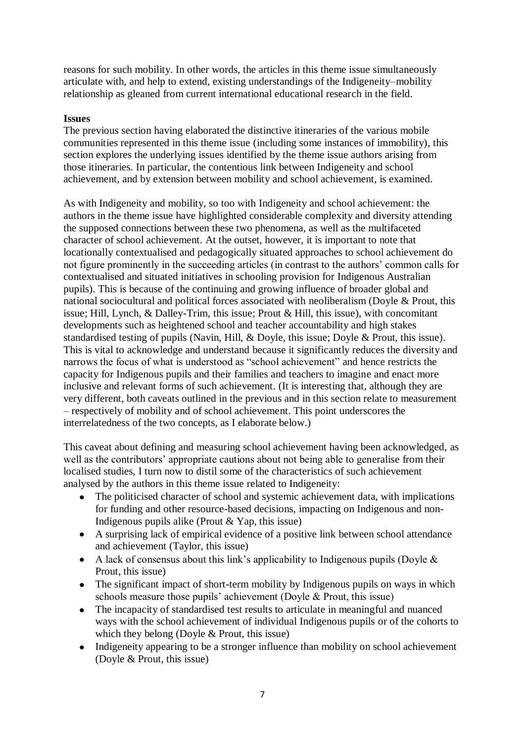reasons for such mobility. In other words, the articles in this theme issue simultaneously articulate with, and help to extend, existing understandings of the Indigeneity–mobility relationship as gleaned from current international educational research in the field.

**Issues**

The previous section having elaborated the distinctive itineraries of the various mobile communities represented in this theme issue (including some instances of immobility), this section explores the underlying issues identified by the theme issue authors arising from those itineraries. In particular, the contentious link between Indigeneity and school achievement, and by extension between mobility and school achievement, is examined.

As with Indigeneity and mobility, so too with Indigeneity and school achievement: the authors in the theme issue have highlighted considerable complexity and diversity attending the supposed connections between these two phenomena, as well as the multifaceted character of school achievement. At the outset, however, it is important to note that locationally contextualised and pedagogically situated approaches to school achievement do not figure prominently in the succeeding articles (in contrast to the authors' common calls for contextualised and situated initiatives in schooling provision for Indigenous Australian pupils). This is because of the continuing and growing influence of broader global and national sociocultural and political forces associated with neoliberalism (Doyle & Prout, this issue; Hill, Lynch, & Dalley-Trim, this issue; Prout & Hill, this issue), with concomitant developments such as heightened school and teacher accountability and high stakes standardised testing of pupils (Navin, Hill, & Doyle, this issue; Doyle & Prout, this issue). This is vital to acknowledge and understand because it significantly reduces the diversity and narrows the focus of what is understood as "school achievement" and hence restricts the capacity for Indigenous pupils and their families and teachers to imagine and enact more inclusive and relevant forms of such achievement. (It is interesting that, although they are very different, both caveats outlined in the previous and in this section relate to measurement – respectively of mobility and of school achievement. This point underscores the interrelatedness of the two concepts, as I elaborate below.)

This caveat about defining and measuring school achievement having been acknowledged, as well as the contributors' appropriate cautions about not being able to generalise from their localised studies, I turn now to distil some of the characteristics of such achievement analysed by the authors in this theme issue related to Indigeneity:

- The politicised character of school and systemic achievement data, with implications for funding and other resource-based decisions, impacting on Indigenous and non-Indigenous pupils alike (Prout & Yap, this issue)
- A surprising lack of empirical evidence of a positive link between school attendance and achievement (Taylor, this issue)
- A lack of consensus about this link's applicability to Indigenous pupils (Doyle & Prout, this issue)
- The significant impact of short-term mobility by Indigenous pupils on ways in which schools measure those pupils' achievement (Doyle & Prout, this issue)
- The incapacity of standardised test results to articulate in meaningful and nuanced ways with the school achievement of individual Indigenous pupils or of the cohorts to which they belong (Doyle & Prout, this issue)
- Indigeneity appearing to be a stronger influence than mobility on school achievement (Doyle & Prout, this issue)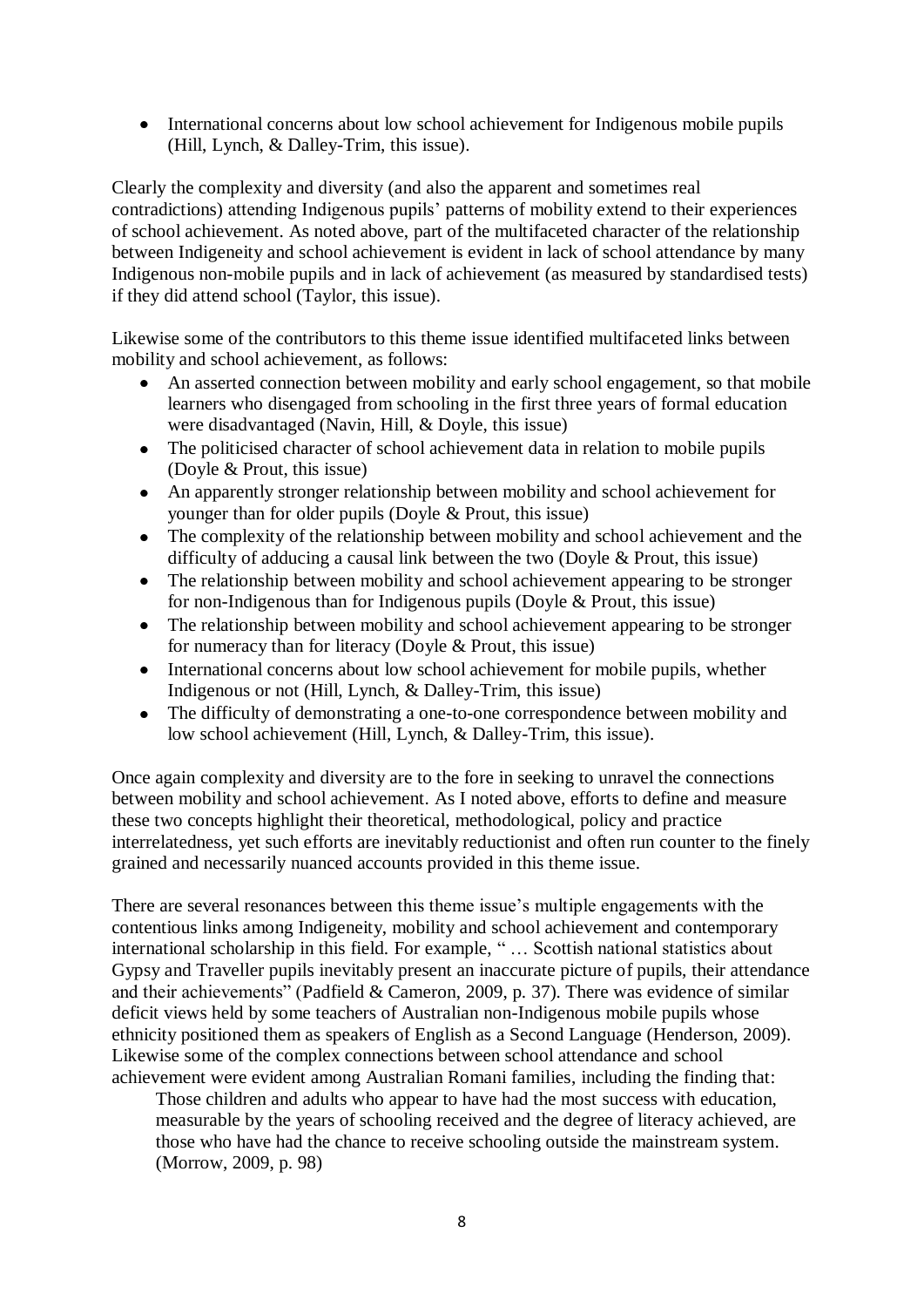- International concerns about low school achievement for Indigenous mobile pupils (Hill, Lynch, & Dalley-Trim, this issue).

Clearly the complexity and diversity (and also the apparent and sometimes real contradictions) attending Indigenous pupils' patterns of mobility extend to their experiences of school achievement. As noted above, part of the multifaceted character of the relationship between Indigeneity and school achievement is evident in lack of school attendance by many Indigenous non-mobile pupils and in lack of achievement (as measured by standardised tests) if they did attend school (Taylor, this issue).

Likewise some of the contributors to this theme issue identified multifaceted links between mobility and school achievement, as follows:

- An asserted connection between mobility and early school engagement, so that mobile learners who disengaged from schooling in the first three years of formal education were disadvantaged (Navin, Hill, & Doyle, this issue)
- The politicised character of school achievement data in relation to mobile pupils (Doyle & Prout, this issue)
- An apparently stronger relationship between mobility and school achievement for younger than for older pupils (Doyle & Prout, this issue)
- The complexity of the relationship between mobility and school achievement and the difficulty of adducing a causal link between the two (Doyle & Prout, this issue)
- The relationship between mobility and school achievement appearing to be stronger for non-Indigenous than for Indigenous pupils (Doyle & Prout, this issue)
- The relationship between mobility and school achievement appearing to be stronger for numeracy than for literacy (Doyle & Prout, this issue)
- International concerns about low school achievement for mobile pupils, whether Indigenous or not (Hill, Lynch, & Dalley-Trim, this issue)
- The difficulty of demonstrating a one-to-one correspondence between mobility and low school achievement (Hill, Lynch, & Dalley-Trim, this issue).

Once again complexity and diversity are to the fore in seeking to unravel the connections between mobility and school achievement. As I noted above, efforts to define and measure these two concepts highlight their theoretical, methodological, policy and practice interrelatedness, yet such efforts are inevitably reductionist and often run counter to the finely grained and necessarily nuanced accounts provided in this theme issue.

There are several resonances between this theme issue's multiple engagements with the contentious links among Indigeneity, mobility and school achievement and contemporary international scholarship in this field. For example, " … Scottish national statistics about Gypsy and Traveller pupils inevitably present an inaccurate picture of pupils, their attendance and their achievements" (Padfield & Cameron, 2009, p. 37). There was evidence of similar deficit views held by some teachers of Australian non-Indigenous mobile pupils whose ethnicity positioned them as speakers of English as a Second Language (Henderson, 2009). Likewise some of the complex connections between school attendance and school achievement were evident among Australian Romani families, including the finding that:

> Those children and adults who appear to have had the most success with education, measurable by the years of schooling received and the degree of literacy achieved, are those who have had the chance to receive schooling outside the mainstream system. (Morrow, 2009, p. 98)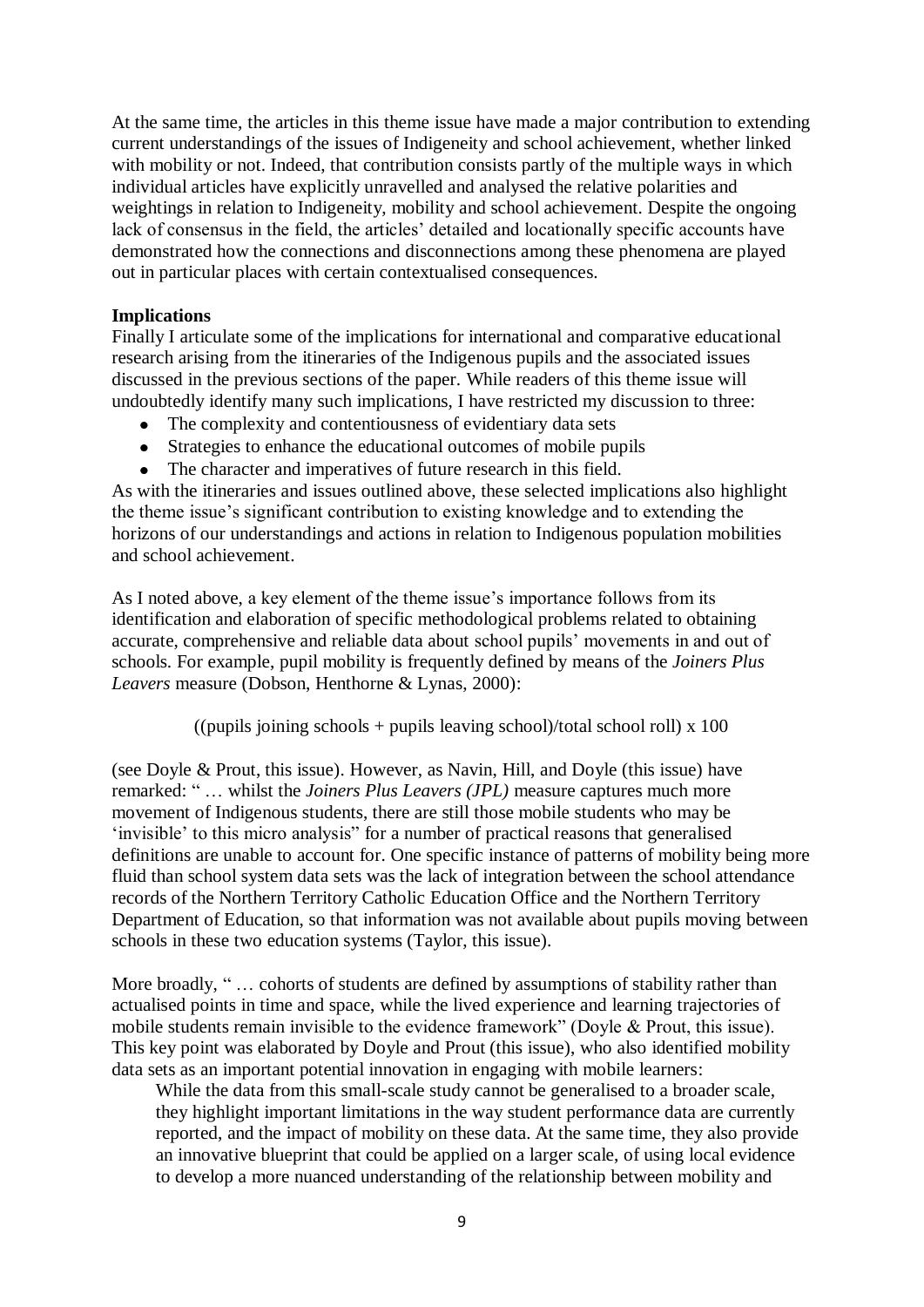At the same time, the articles in this theme issue have made a major contribution to extending current understandings of the issues of Indigeneity and school achievement, whether linked with mobility or not. Indeed, that contribution consists partly of the multiple ways in which individual articles have explicitly unravelled and analysed the relative polarities and weightings in relation to Indigeneity, mobility and school achievement. Despite the ongoing lack of consensus in the field, the articles' detailed and locationally specific accounts have demonstrated how the connections and disconnections among these phenomena are played out in particular places with certain contextualised consequences.

**Implications**

Finally I articulate some of the implications for international and comparative educational research arising from the itineraries of the Indigenous pupils and the associated issues discussed in the previous sections of the paper. While readers of this theme issue will undoubtedly identify many such implications, I have restricted my discussion to three:

- The complexity and contentiousness of evidentiary data sets
- Strategies to enhance the educational outcomes of mobile pupils
- The character and imperatives of future research in this field.

As with the itineraries and issues outlined above, these selected implications also highlight the theme issue's significant contribution to existing knowledge and to extending the horizons of our understandings and actions in relation to Indigenous population mobilities and school achievement.

As I noted above, a key element of the theme issue's importance follows from its identification and elaboration of specific methodological problems related to obtaining accurate, comprehensive and reliable data about school pupils' movements in and out of schools. For example, pupil mobility is frequently defined by means of the *Joiners Plus Leavers* measure (Dobson, Henthorne & Lynas, 2000):

$$((\text{pupils joining schools} + \text{pupils leaving school})/\text{total school roll}) \times 100$$

(see Doyle & Prout, this issue). However, as Navin, Hill, and Doyle (this issue) have remarked: " … whilst the *Joiners Plus Leavers (JPL)* measure captures much more movement of Indigenous students, there are still those mobile students who may be 'invisible' to this micro analysis" for a number of practical reasons that generalised definitions are unable to account for. One specific instance of patterns of mobility being more fluid than school system data sets was the lack of integration between the school attendance records of the Northern Territory Catholic Education Office and the Northern Territory Department of Education, so that information was not available about pupils moving between schools in these two education systems (Taylor, this issue).

More broadly, " … cohorts of students are defined by assumptions of stability rather than actualised points in time and space, while the lived experience and learning trajectories of mobile students remain invisible to the evidence framework" (Doyle & Prout, this issue). This key point was elaborated by Doyle and Prout (this issue), who also identified mobility data sets as an important potential innovation in engaging with mobile learners:

> While the data from this small-scale study cannot be generalised to a broader scale, they highlight important limitations in the way student performance data are currently reported, and the impact of mobility on these data. At the same time, they also provide an innovative blueprint that could be applied on a larger scale, of using local evidence to develop a more nuanced understanding of the relationship between mobility and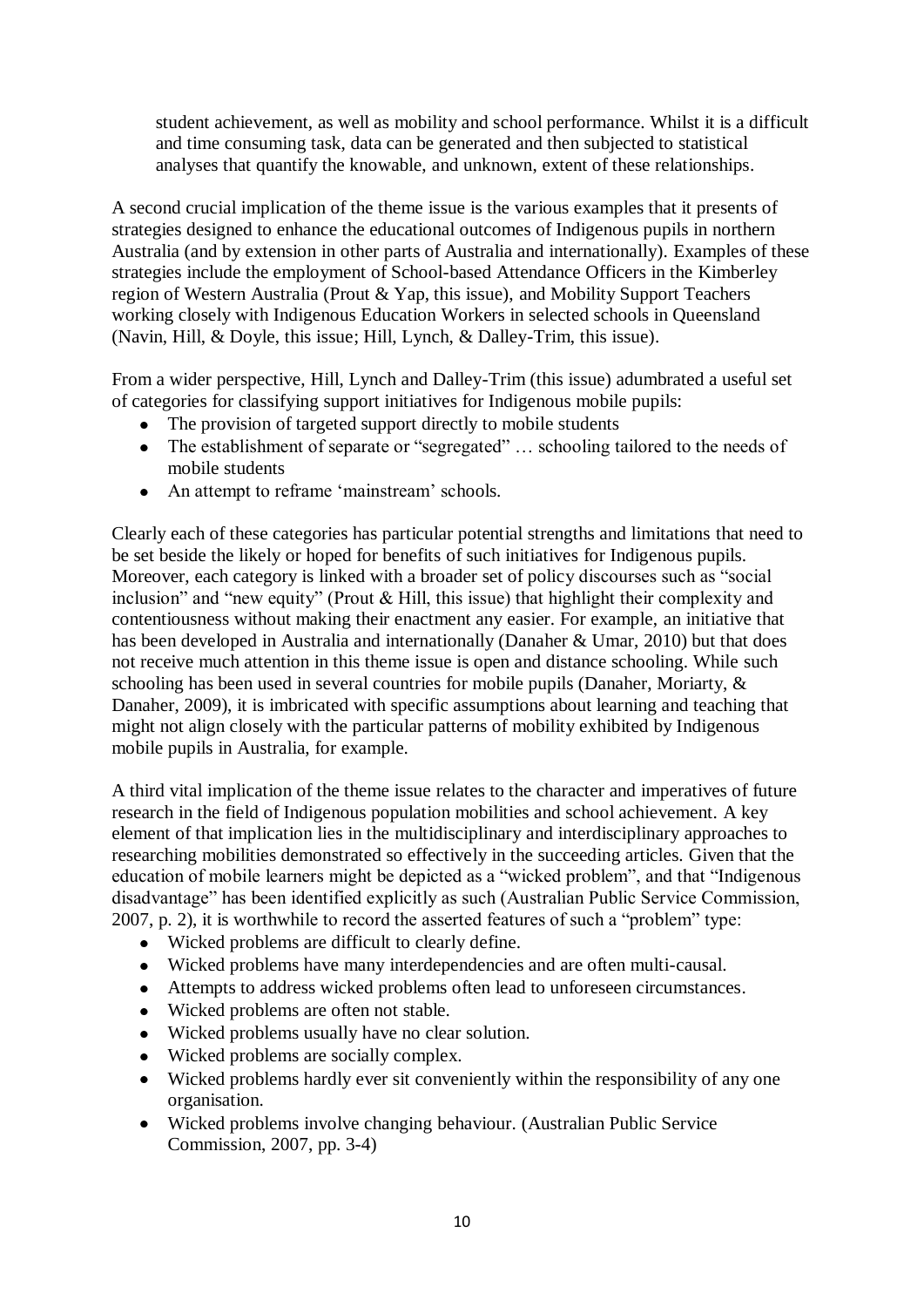student achievement, as well as mobility and school performance. Whilst it is a difficult and time consuming task, data can be generated and then subjected to statistical analyses that quantify the knowable, and unknown, extent of these relationships.

A second crucial implication of the theme issue is the various examples that it presents of strategies designed to enhance the educational outcomes of Indigenous pupils in northern Australia (and by extension in other parts of Australia and internationally). Examples of these strategies include the employment of School-based Attendance Officers in the Kimberley region of Western Australia (Prout & Yap, this issue), and Mobility Support Teachers working closely with Indigenous Education Workers in selected schools in Queensland (Navin, Hill, & Doyle, this issue; Hill, Lynch, & Dalley-Trim, this issue).

From a wider perspective, Hill, Lynch and Dalley-Trim (this issue) adumbrated a useful set of categories for classifying support initiatives for Indigenous mobile pupils:

- The provision of targeted support directly to mobile students
- The establishment of separate or "segregated" … schooling tailored to the needs of mobile students
- An attempt to reframe 'mainstream' schools.

Clearly each of these categories has particular potential strengths and limitations that need to be set beside the likely or hoped for benefits of such initiatives for Indigenous pupils. Moreover, each category is linked with a broader set of policy discourses such as "social inclusion" and "new equity" (Prout & Hill, this issue) that highlight their complexity and contentiousness without making their enactment any easier. For example, an initiative that has been developed in Australia and internationally (Danaher & Umar, 2010) but that does not receive much attention in this theme issue is open and distance schooling. While such schooling has been used in several countries for mobile pupils (Danaher, Moriarty, & Danaher, 2009), it is imbricated with specific assumptions about learning and teaching that might not align closely with the particular patterns of mobility exhibited by Indigenous mobile pupils in Australia, for example.

A third vital implication of the theme issue relates to the character and imperatives of future research in the field of Indigenous population mobilities and school achievement. A key element of that implication lies in the multidisciplinary and interdisciplinary approaches to researching mobilities demonstrated so effectively in the succeeding articles. Given that the education of mobile learners might be depicted as a "wicked problem", and that "Indigenous disadvantage" has been identified explicitly as such (Australian Public Service Commission, 2007, p. 2), it is worthwhile to record the asserted features of such a "problem" type:

- Wicked problems are difficult to clearly define.
- Wicked problems have many interdependencies and are often multi-causal.
- Attempts to address wicked problems often lead to unforeseen circumstances.
- Wicked problems are often not stable.
- Wicked problems usually have no clear solution.
- Wicked problems are socially complex.
- Wicked problems hardly ever sit conveniently within the responsibility of any one organisation.
- Wicked problems involve changing behaviour. (Australian Public Service Commission, 2007, pp. 3-4)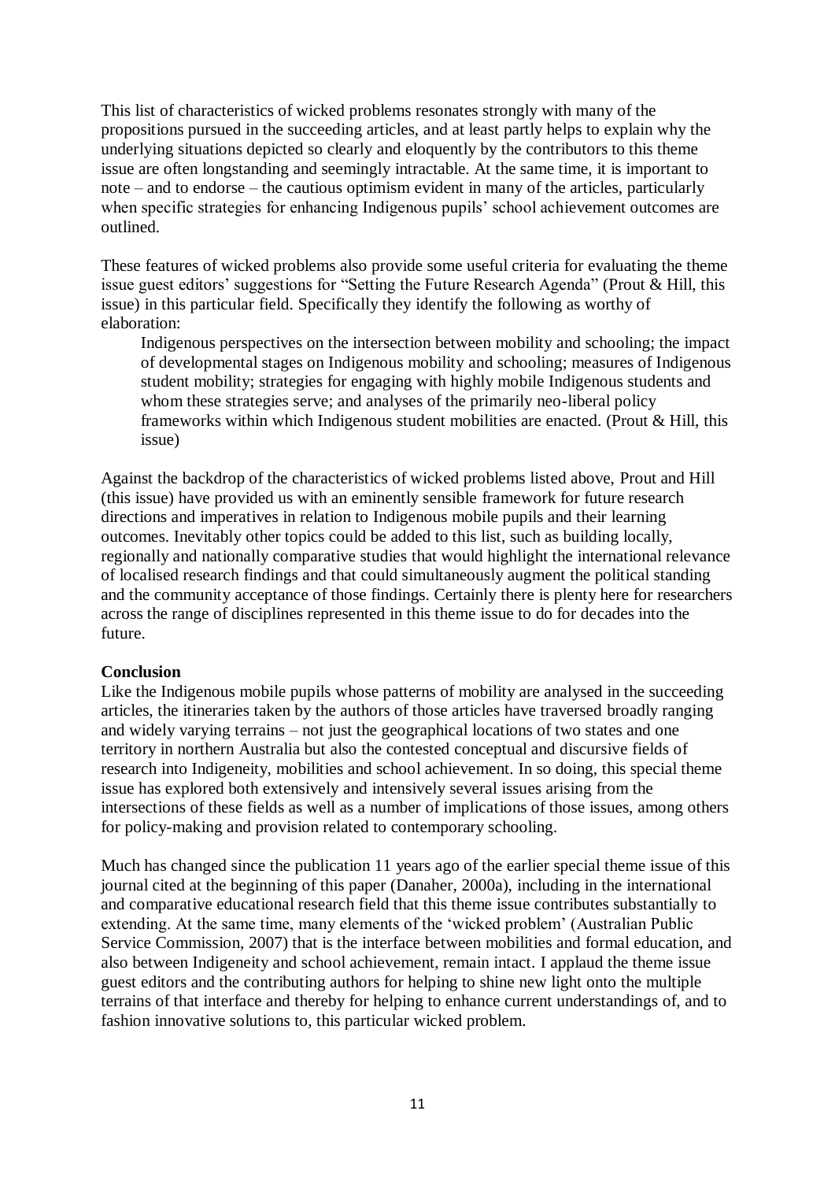This list of characteristics of wicked problems resonates strongly with many of the propositions pursued in the succeeding articles, and at least partly helps to explain why the underlying situations depicted so clearly and eloquently by the contributors to this theme issue are often longstanding and seemingly intractable. At the same time, it is important to note – and to endorse – the cautious optimism evident in many of the articles, particularly when specific strategies for enhancing Indigenous pupils' school achievement outcomes are outlined.

These features of wicked problems also provide some useful criteria for evaluating the theme issue guest editors' suggestions for "Setting the Future Research Agenda" (Prout & Hill, this issue) in this particular field. Specifically they identify the following as worthy of elaboration:

> Indigenous perspectives on the intersection between mobility and schooling; the impact of developmental stages on Indigenous mobility and schooling; measures of Indigenous student mobility; strategies for engaging with highly mobile Indigenous students and whom these strategies serve; and analyses of the primarily neo-liberal policy frameworks within which Indigenous student mobilities are enacted. (Prout & Hill, this issue)

Against the backdrop of the characteristics of wicked problems listed above, Prout and Hill (this issue) have provided us with an eminently sensible framework for future research directions and imperatives in relation to Indigenous mobile pupils and their learning outcomes. Inevitably other topics could be added to this list, such as building locally, regionally and nationally comparative studies that would highlight the international relevance of localised research findings and that could simultaneously augment the political standing and the community acceptance of those findings. Certainly there is plenty here for researchers across the range of disciplines represented in this theme issue to do for decades into the future.

**Conclusion**

Like the Indigenous mobile pupils whose patterns of mobility are analysed in the succeeding articles, the itineraries taken by the authors of those articles have traversed broadly ranging and widely varying terrains – not just the geographical locations of two states and one territory in northern Australia but also the contested conceptual and discursive fields of research into Indigeneity, mobilities and school achievement. In so doing, this special theme issue has explored both extensively and intensively several issues arising from the intersections of these fields as well as a number of implications of those issues, among others for policy-making and provision related to contemporary schooling.

Much has changed since the publication 11 years ago of the earlier special theme issue of this journal cited at the beginning of this paper (Danaher, 2000a), including in the international and comparative educational research field that this theme issue contributes substantially to extending. At the same time, many elements of the 'wicked problem' (Australian Public Service Commission, 2007) that is the interface between mobilities and formal education, and also between Indigeneity and school achievement, remain intact. I applaud the theme issue guest editors and the contributing authors for helping to shine new light onto the multiple terrains of that interface and thereby for helping to enhance current understandings of, and to fashion innovative solutions to, this particular wicked problem.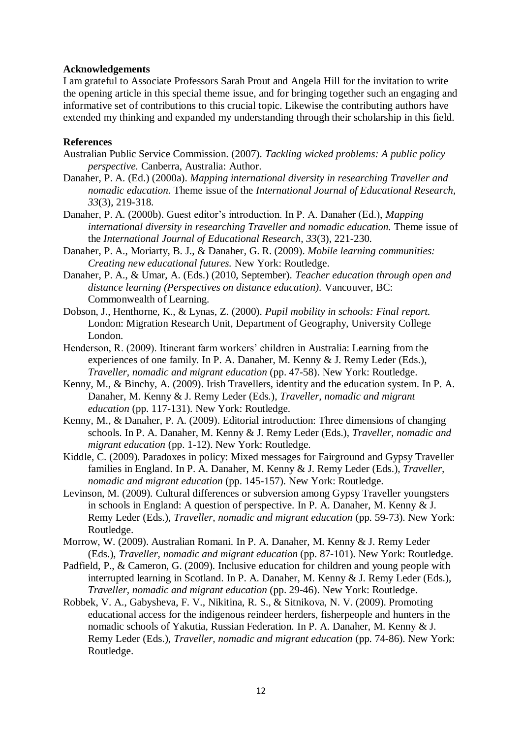**Acknowledgements**

I am grateful to Associate Professors Sarah Prout and Angela Hill for the invitation to write the opening article in this special theme issue, and for bringing together such an engaging and informative set of contributions to this crucial topic. Likewise the contributing authors have extended my thinking and expanded my understanding through their scholarship in this field.

**References**

Australian Public Service Commission. (2007). *Tackling wicked problems: A public policy perspective.* Canberra, Australia: Author.

Danaher, P. A. (Ed.) (2000a). *Mapping international diversity in researching Traveller and nomadic education.* Theme issue of the *International Journal of Educational Research, 33*(3), 219-318.

Danaher, P. A. (2000b). Guest editor's introduction. In P. A. Danaher (Ed.), *Mapping international diversity in researching Traveller and nomadic education.* Theme issue of the *International Journal of Educational Research, 33*(3), 221-230.

Danaher, P. A., Moriarty, B. J., & Danaher, G. R. (2009). *Mobile learning communities: Creating new educational futures.* New York: Routledge.

Danaher, P. A., & Umar, A. (Eds.) (2010, September). *Teacher education through open and distance learning (Perspectives on distance education).* Vancouver, BC: Commonwealth of Learning.

Dobson, J., Henthorne, K., & Lynas, Z. (2000). *Pupil mobility in schools: Final report.* London: Migration Research Unit, Department of Geography, University College London.

Henderson, R. (2009). Itinerant farm workers' children in Australia: Learning from the experiences of one family. In P. A. Danaher, M. Kenny & J. Remy Leder (Eds.), *Traveller, nomadic and migrant education* (pp. 47-58). New York: Routledge.

Kenny, M., & Binchy, A. (2009). Irish Travellers, identity and the education system. In P. A. Danaher, M. Kenny & J. Remy Leder (Eds.), *Traveller, nomadic and migrant education* (pp. 117-131). New York: Routledge.

Kenny, M., & Danaher, P. A. (2009). Editorial introduction: Three dimensions of changing schools. In P. A. Danaher, M. Kenny & J. Remy Leder (Eds.), *Traveller, nomadic and migrant education* (pp. 1-12). New York: Routledge.

Kiddle, C. (2009). Paradoxes in policy: Mixed messages for Fairground and Gypsy Traveller families in England. In P. A. Danaher, M. Kenny & J. Remy Leder (Eds.), *Traveller, nomadic and migrant education* (pp. 145-157). New York: Routledge.

Levinson, M. (2009). Cultural differences or subversion among Gypsy Traveller youngsters in schools in England: A question of perspective. In P. A. Danaher, M. Kenny & J. Remy Leder (Eds.), *Traveller, nomadic and migrant education* (pp. 59-73). New York: Routledge.

Morrow, W. (2009). Australian Romani. In P. A. Danaher, M. Kenny & J. Remy Leder (Eds.), *Traveller, nomadic and migrant education* (pp. 87-101). New York: Routledge.

Padfield, P., & Cameron, G. (2009). Inclusive education for children and young people with interrupted learning in Scotland. In P. A. Danaher, M. Kenny & J. Remy Leder (Eds.), *Traveller, nomadic and migrant education* (pp. 29-46). New York: Routledge.

Robbek, V. A., Gabysheva, F. V., Nikitina, R. S., & Sitnikova, N. V. (2009). Promoting educational access for the indigenous reindeer herders, fisherpeople and hunters in the nomadic schools of Yakutia, Russian Federation. In P. A. Danaher, M. Kenny & J. Remy Leder (Eds.), *Traveller, nomadic and migrant education* (pp. 74-86). New York: Routledge.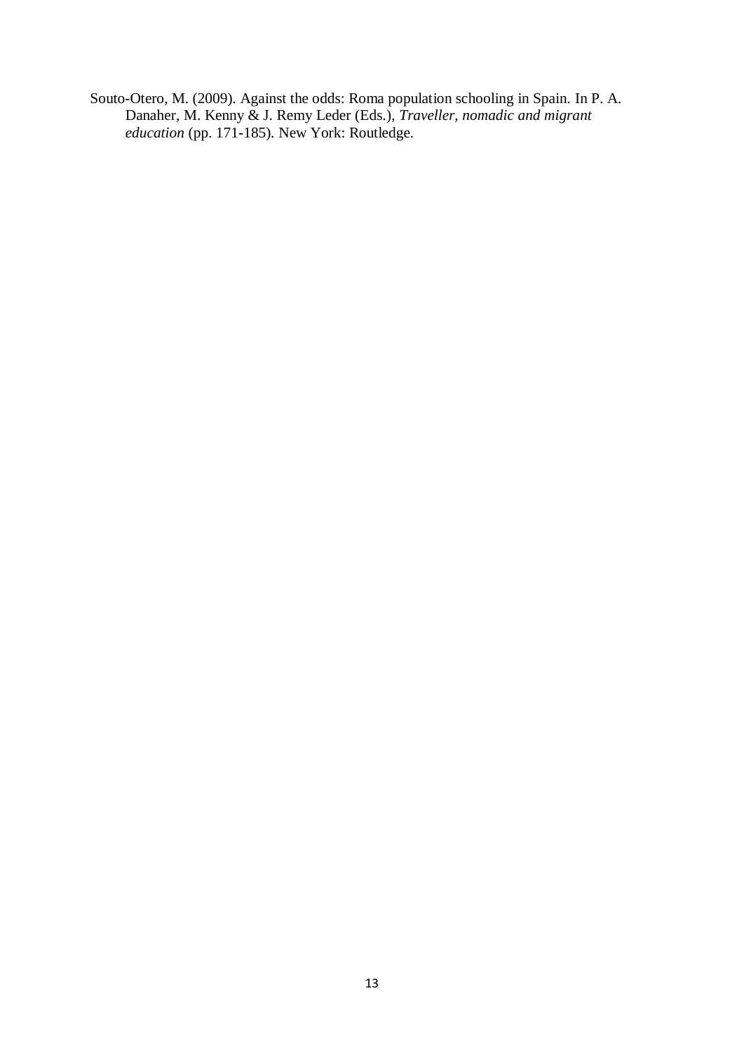Souto-Otero, M. (2009). Against the odds: Roma population schooling in Spain. In P. A. Danaher, M. Kenny & J. Remy Leder (Eds.), *Traveller, nomadic and migrant education* (pp. 171-185). New York: Routledge.